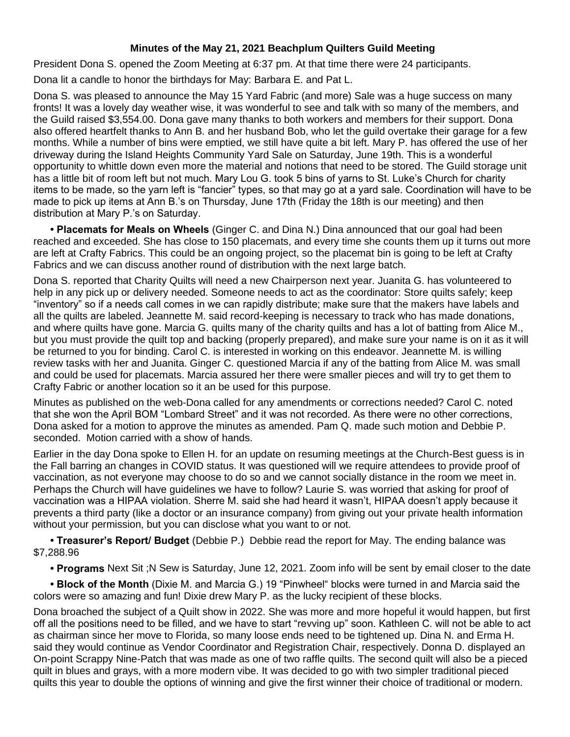**Minutes of the May 21, 2021 Beachplum Quilters Guild Meeting**

President Dona S. opened the Zoom Meeting at 6:37 pm. At that time there were 24 participants.

Dona lit a candle to honor the birthdays for May: Barbara E. and Pat L.

Dona S. was pleased to announce the May 15 Yard Fabric (and more) Sale was a huge success on many fronts! It was a lovely day weather wise, it was wonderful to see and talk with so many of the members, and the Guild raised $3,554.00. Dona gave many thanks to both workers and members for their support. Dona also offered heartfelt thanks to Ann B. and her husband Bob, who let the guild overtake their garage for a few months. While a number of bins were emptied, we still have quite a bit left. Mary P. has offered the use of her driveway during the Island Heights Community Yard Sale on Saturday, June 19th. This is a wonderful opportunity to whittle down even more the material and notions that need to be stored. The Guild storage unit has a little bit of room left but not much. Mary Lou G. took 5 bins of yarns to St. Luke's Church for charity items to be made, so the yarn left is "fancier" types, so that may go at a yard sale. Coordination will have to be made to pick up items at Ann B.'s on Thursday, June 17th (Friday the 18th is our meeting) and then distribution at Mary P.'s on Saturday.

- **Placemats for Meals on Wheels** (Ginger C. and Dina N.) Dina announced that our goal had been reached and exceeded. She has close to 150 placemats, and every time she counts them up it turns out more are left at Crafty Fabrics. This could be an ongoing project, so the placemat bin is going to be left at Crafty Fabrics and we can discuss another round of distribution with the next large batch.

Dona S. reported that Charity Quilts will need a new Chairperson next year. Juanita G. has volunteered to help in any pick up or delivery needed. Someone needs to act as the coordinator: Store quilts safely; keep "inventory" so if a needs call comes in we can rapidly distribute; make sure that the makers have labels and all the quilts are labeled. Jeannette M. said record-keeping is necessary to track who has made donations, and where quilts have gone. Marcia G. quilts many of the charity quilts and has a lot of batting from Alice M., but you must provide the quilt top and backing (properly prepared), and make sure your name is on it as it will be returned to you for binding. Carol C. is interested in working on this endeavor. Jeannette M. is willing review tasks with her and Juanita. Ginger C. questioned Marcia if any of the batting from Alice M. was small and could be used for placemats. Marcia assured her there were smaller pieces and will try to get them to Crafty Fabric or another location so it an be used for this purpose.

Minutes as published on the web-Dona called for any amendments or corrections needed? Carol C. noted that she won the April BOM "Lombard Street" and it was not recorded. As there were no other corrections, Dona asked for a motion to approve the minutes as amended. Pam Q. made such motion and Debbie P. seconded. Motion carried with a show of hands.

Earlier in the day Dona spoke to Ellen H. for an update on resuming meetings at the Church-Best guess is in the Fall barring an changes in COVID status. It was questioned will we require attendees to provide proof of vaccination, as not everyone may choose to do so and we cannot socially distance in the room we meet in. Perhaps the Church will have guidelines we have to follow? Laurie S. was worried that asking for proof of vaccination was a HIPAA violation. Sherre M. said she had heard it wasn't, HIPAA doesn't apply because it prevents a third party (like a doctor or an insurance company) from giving out your private health information without your permission, but you can disclose what you want to or not.

- **Treasurer's Report/ Budget** (Debbie P.) Debbie read the report for May. The ending balance was $7,288.96

- **Programs** Next Sit ;N Sew is Saturday, June 12, 2021. Zoom info will be sent by email closer to the date

- **Block of the Month** (Dixie M. and Marcia G.) 19 "Pinwheel" blocks were turned in and Marcia said the colors were so amazing and fun! Dixie drew Mary P. as the lucky recipient of these blocks.

Dona broached the subject of a Quilt show in 2022. She was more and more hopeful it would happen, but first off all the positions need to be filled, and we have to start "revving up" soon. Kathleen C. will not be able to act as chairman since her move to Florida, so many loose ends need to be tightened up. Dina N. and Erma H. said they would continue as Vendor Coordinator and Registration Chair, respectively. Donna D. displayed an On-point Scrappy Nine-Patch that was made as one of two raffle quilts. The second quilt will also be a pieced quilt in blues and grays, with a more modern vibe. It was decided to go with two simpler traditional pieced quilts this year to double the options of winning and give the first winner their choice of traditional or modern.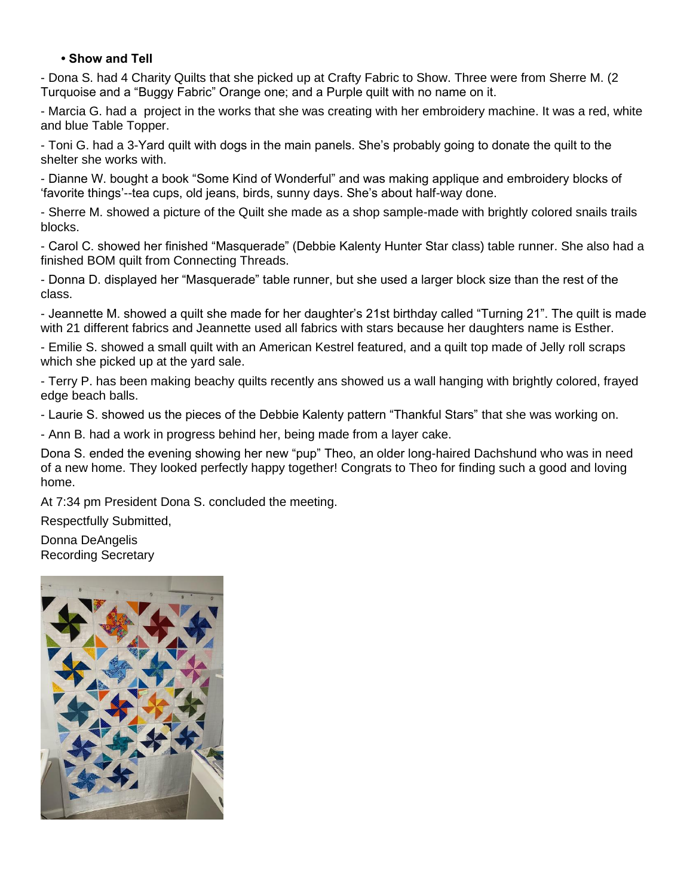- **Show and Tell**

- Dona S. had 4 Charity Quilts that she picked up at Crafty Fabric to Show. Three were from Sherre M. (2 Turquoise and a "Buggy Fabric" Orange one; and a Purple quilt with no name on it.

- Marcia G. had a project in the works that she was creating with her embroidery machine. It was a red, white and blue Table Topper.

- Toni G. had a 3-Yard quilt with dogs in the main panels. She's probably going to donate the quilt to the shelter she works with.

- Dianne W. bought a book "Some Kind of Wonderful" and was making applique and embroidery blocks of 'favorite things'--tea cups, old jeans, birds, sunny days. She's about half-way done.

- Sherre M. showed a picture of the Quilt she made as a shop sample-made with brightly colored snails trails blocks.

- Carol C. showed her finished "Masquerade" (Debbie Kalenty Hunter Star class) table runner. She also had a finished BOM quilt from Connecting Threads.

- Donna D. displayed her "Masquerade" table runner, but she used a larger block size than the rest of the class.

- Jeannette M. showed a quilt she made for her daughter's 21st birthday called "Turning 21". The quilt is made with 21 different fabrics and Jeannette used all fabrics with stars because her daughters name is Esther.

- Emilie S. showed a small quilt with an American Kestrel featured, and a quilt top made of Jelly roll scraps which she picked up at the yard sale.

- Terry P. has been making beachy quilts recently ans showed us a wall hanging with brightly colored, frayed edge beach balls.

- Laurie S. showed us the pieces of the Debbie Kalenty pattern "Thankful Stars" that she was working on.

- Ann B. had a work in progress behind her, being made from a layer cake.

Dona S. ended the evening showing her new "pup" Theo, an older long-haired Dachshund who was in need of a new home. They looked perfectly happy together! Congrats to Theo for finding such a good and loving home.

At 7:34 pm President Dona S. concluded the meeting.

Respectfully Submitted,

Donna DeAngelis
Recording Secretary